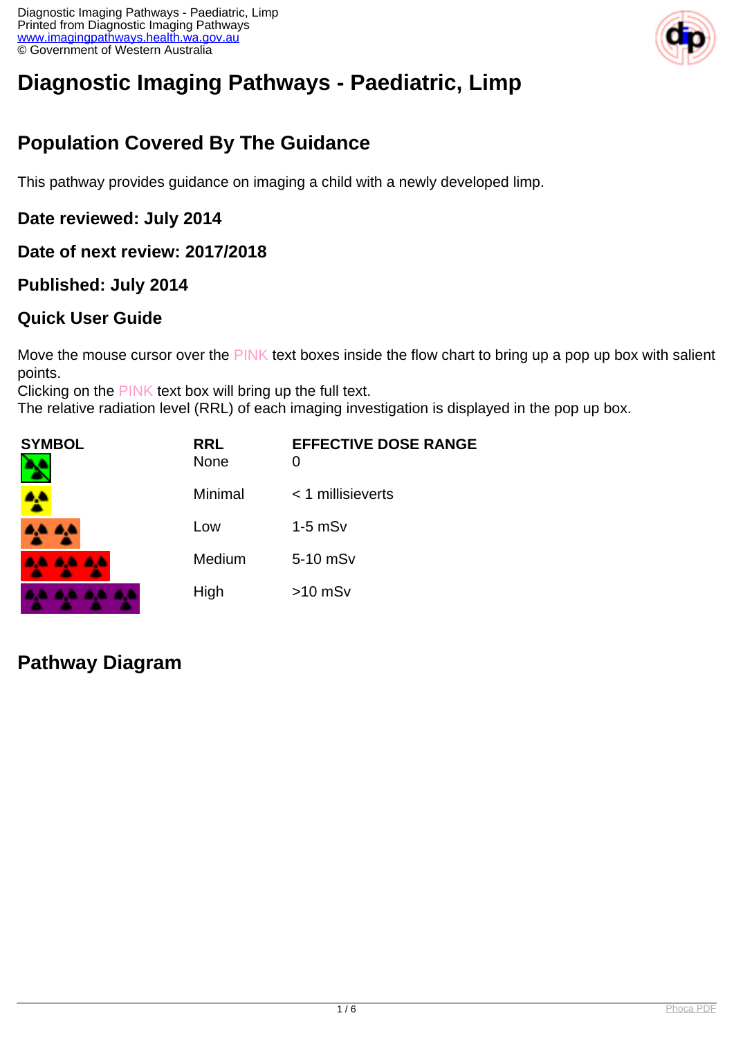# Diagnostic Imaging Pathways - Paediatric, Limp

## Population Covered By The Guidance

This pathway provides guidance on imaging a child with a newly developed limp.

### Date reviewed: July 2014

### Date of next review: 2017/2018

### Published: July 2014

### Quick User Guide

Move the mouse cursor over the PINK text boxes inside the flow chart to bring up a pop up box with salient points.
Clicking on the PINK text box will bring up the full text.
The relative radiation level (RRL) of each imaging investigation is displayed in the pop up box.

| SYMBOL | RRL | EFFECTIVE DOSE RANGE |
| --- | --- | --- |
| | None | 0 |
| | Minimal | < 1 millisieverts |
| | Low | 1-5 mSv |
| | Medium | 5-10 mSv |
| | High | >10 mSv |

## Pathway Diagram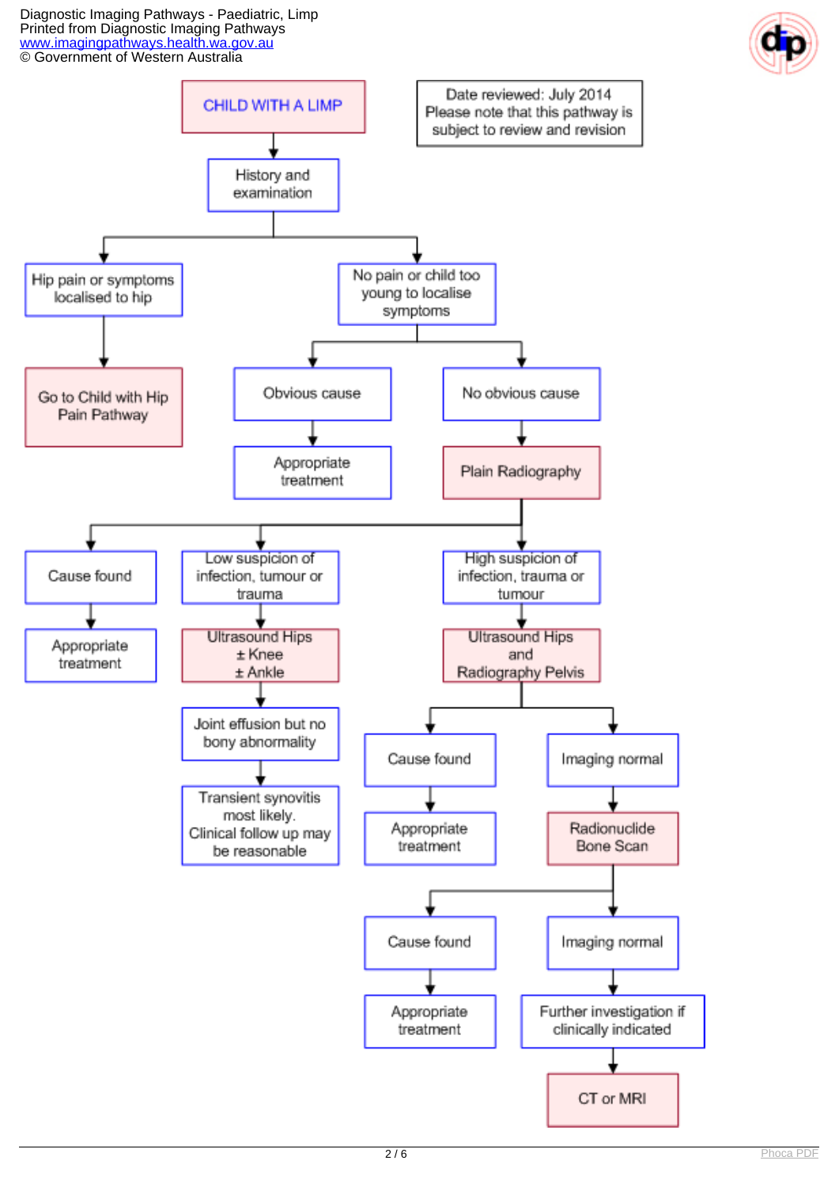Diagnostic Imaging Pathways - Paediatric, Limp
Printed from Diagnostic Imaging Pathways
www.imagingpathways.health.wa.gov.au
© Government of Western Australia

Date reviewed: July 2014
Please note that this pathway is subject to review and revision

**CHILD WITH A LIMP**

- History and examination
  - Hip pain or symptoms localised to hip
    - Go to Child with Hip Pain Pathway
  - No pain or child too young to localise symptoms
    - Obvious cause
      - Appropriate treatment
    - No obvious cause
      - Plain Radiography
        - Cause found
          - Appropriate treatment
        - Low suspicion of infection, tumour or trauma
          - Ultrasound Hips ± Knee ± Ankle
            - Joint effusion but no bony abnormality
              - Transient synovitis most likely. Clinical follow up may be reasonable
        - High suspicion of infection, trauma or tumour
          - Ultrasound Hips and Radiography Pelvis
            - Cause found
              - Appropriate treatment
            - Imaging normal
              - Radionuclide Bone Scan
                - Cause found
                  - Appropriate treatment
                - Imaging normal
                  - Further investigation if clinically indicated
                    - CT or MRI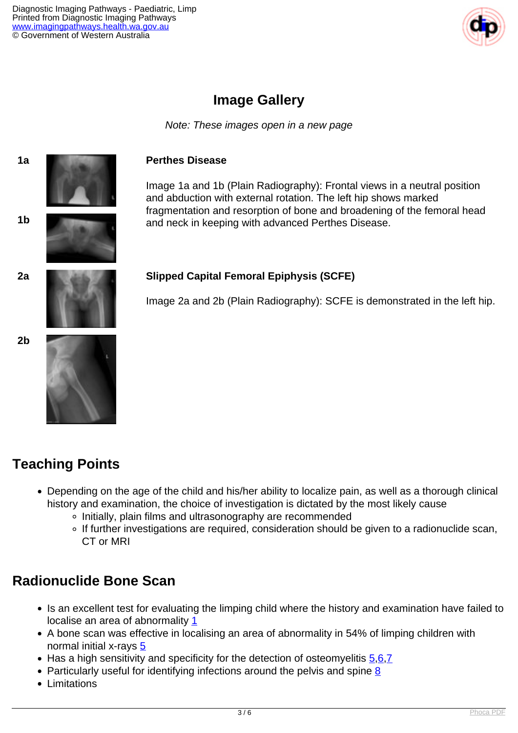## Image Gallery

*Note: These images open in a new page*

1a

1b

**Perthes Disease**

Image 1a and 1b (Plain Radiography): Frontal views in a neutral position and abduction with external rotation. The left hip shows marked fragmentation and resorption of bone and broadening of the femoral head and neck in keeping with advanced Perthes Disease.

2a

2b

**Slipped Capital Femoral Epiphysis (SCFE)**

Image 2a and 2b (Plain Radiography): SCFE is demonstrated in the left hip.

## Teaching Points

- Depending on the age of the child and his/her ability to localize pain, as well as a thorough clinical history and examination, the choice of investigation is dictated by the most likely cause
  - Initially, plain films and ultrasonography are recommended
  - If further investigations are required, consideration should be given to a radionuclide scan, CT or MRI

## Radionuclide Bone Scan

- Is an excellent test for evaluating the limping child where the history and examination have failed to localise an area of abnormality 1
- A bone scan was effective in localising an area of abnormality in 54% of limping children with normal initial x-rays 5
- Has a high sensitivity and specificity for the detection of osteomyelitis 5,6,7
- Particularly useful for identifying infections around the pelvis and spine 8
- Limitations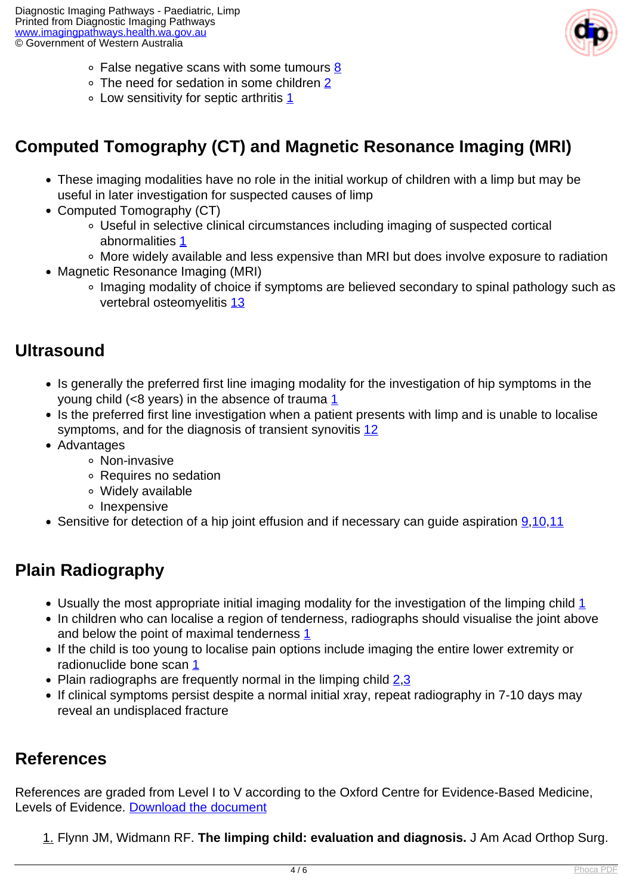- False negative scans with some tumours 8
- The need for sedation in some children 2
- Low sensitivity for septic arthritis 1

## Computed Tomography (CT) and Magnetic Resonance Imaging (MRI)

- These imaging modalities have no role in the initial workup of children with a limp but may be useful in later investigation for suspected causes of limp
- Computed Tomography (CT)
  - Useful in selective clinical circumstances including imaging of suspected cortical abnormalities 1
  - More widely available and less expensive than MRI but does involve exposure to radiation
- Magnetic Resonance Imaging (MRI)
  - Imaging modality of choice if symptoms are believed secondary to spinal pathology such as vertebral osteomyelitis 13

## Ultrasound

- Is generally the preferred first line imaging modality for the investigation of hip symptoms in the young child (<8 years) in the absence of trauma 1
- Is the preferred first line investigation when a patient presents with limp and is unable to localise symptoms, and for the diagnosis of transient synovitis 12
- Advantages
  - Non-invasive
  - Requires no sedation
  - Widely available
  - Inexpensive
- Sensitive for detection of a hip joint effusion and if necessary can guide aspiration 9,10,11

## Plain Radiography

- Usually the most appropriate initial imaging modality for the investigation of the limping child 1
- In children who can localise a region of tenderness, radiographs should visualise the joint above and below the point of maximal tenderness 1
- If the child is too young to localise pain options include imaging the entire lower extremity or radionuclide bone scan 1
- Plain radiographs are frequently normal in the limping child 2,3
- If clinical symptoms persist despite a normal initial xray, repeat radiography in 7-10 days may reveal an undisplaced fracture

## References

References are graded from Level I to V according to the Oxford Centre for Evidence-Based Medicine, Levels of Evidence. Download the document

1. Flynn JM, Widmann RF. **The limping child: evaluation and diagnosis.** J Am Acad Orthop Surg.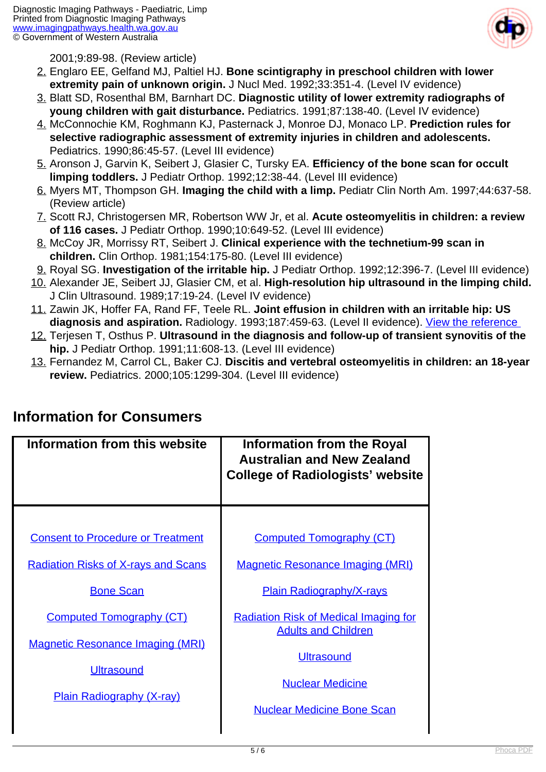2001;9:89-98. (Review article)

2. Englaro EE, Gelfand MJ, Paltiel HJ. **Bone scintigraphy in preschool children with lower extremity pain of unknown origin.** J Nucl Med. 1992;33:351-4. (Level IV evidence)
3. Blatt SD, Rosenthal BM, Barnhart DC. **Diagnostic utility of lower extremity radiographs of young children with gait disturbance.** Pediatrics. 1991;87:138-40. (Level IV evidence)
4. McConnochie KM, Roghmann KJ, Pasternack J, Monroe DJ, Monaco LP. **Prediction rules for selective radiographic assessment of extremity injuries in children and adolescents.** Pediatrics. 1990;86:45-57. (Level III evidence)
5. Aronson J, Garvin K, Seibert J, Glasier C, Tursky EA. **Efficiency of the bone scan for occult limping toddlers.** J Pediatr Orthop. 1992;12:38-44. (Level III evidence)
6. Myers MT, Thompson GH. **Imaging the child with a limp.** Pediatr Clin North Am. 1997;44:637-58. (Review article)
7. Scott RJ, Christogersen MR, Robertson WW Jr, et al. **Acute osteomyelitis in children: a review of 116 cases.** J Pediatr Orthop. 1990;10:649-52. (Level III evidence)
8. McCoy JR, Morrissy RT, Seibert J. **Clinical experience with the technetium-99 scan in children.** Clin Orthop. 1981;154:175-80. (Level III evidence)
9. Royal SG. **Investigation of the irritable hip.** J Pediatr Orthop. 1992;12:396-7. (Level III evidence)
10. Alexander JE, Seibert JJ, Glasier CM, et al. **High-resolution hip ultrasound in the limping child.** J Clin Ultrasound. 1989;17:19-24. (Level IV evidence)
11. Zawin JK, Hoffer FA, Rand FF, Teele RL. **Joint effusion in children with an irritable hip: US diagnosis and aspiration.** Radiology. 1993;187:459-63. (Level II evidence). View the reference
12. Terjesen T, Osthus P. **Ultrasound in the diagnosis and follow-up of transient synovitis of the hip.** J Pediatr Orthop. 1991;11:608-13. (Level III evidence)
13. Fernandez M, Carrol CL, Baker CJ. **Discitis and vertebral osteomyelitis in children: an 18-year review.** Pediatrics. 2000;105:1299-304. (Level III evidence)

## Information for Consumers

| Information from this website | Information from the Royal Australian and New Zealand College of Radiologists' website |
| --- | --- |
| Consent to Procedure or Treatment | Computed Tomography (CT) |
| Radiation Risks of X-rays and Scans | Magnetic Resonance Imaging (MRI) |
| Bone Scan | Plain Radiography/X-rays |
| Computed Tomography (CT) | Radiation Risk of Medical Imaging for Adults and Children |
| Magnetic Resonance Imaging (MRI) | Ultrasound |
| Ultrasound | Nuclear Medicine |
| Plain Radiography (X-ray) | Nuclear Medicine Bone Scan |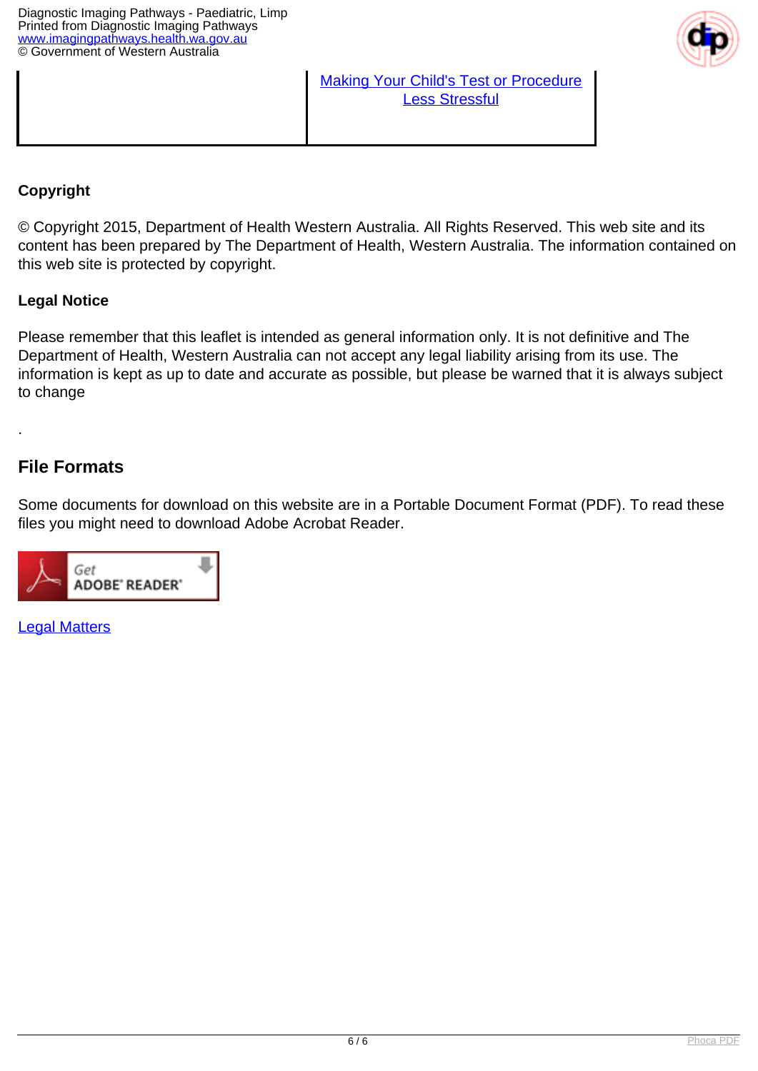| | |
|---|---|
| | Making Your Child's Test or Procedure Less Stressful |

**Copyright**

© Copyright 2015, Department of Health Western Australia. All Rights Reserved. This web site and its content has been prepared by The Department of Health, Western Australia. The information contained on this web site is protected by copyright.

**Legal Notice**

Please remember that this leaflet is intended as general information only. It is not definitive and The Department of Health, Western Australia can not accept any legal liability arising from its use. The information is kept as up to date and accurate as possible, but please be warned that it is always subject to change

.

## File Formats

Some documents for download on this website are in a Portable Document Format (PDF). To read these files you might need to download Adobe Acrobat Reader.

Get ADOBE® READER®

Legal Matters